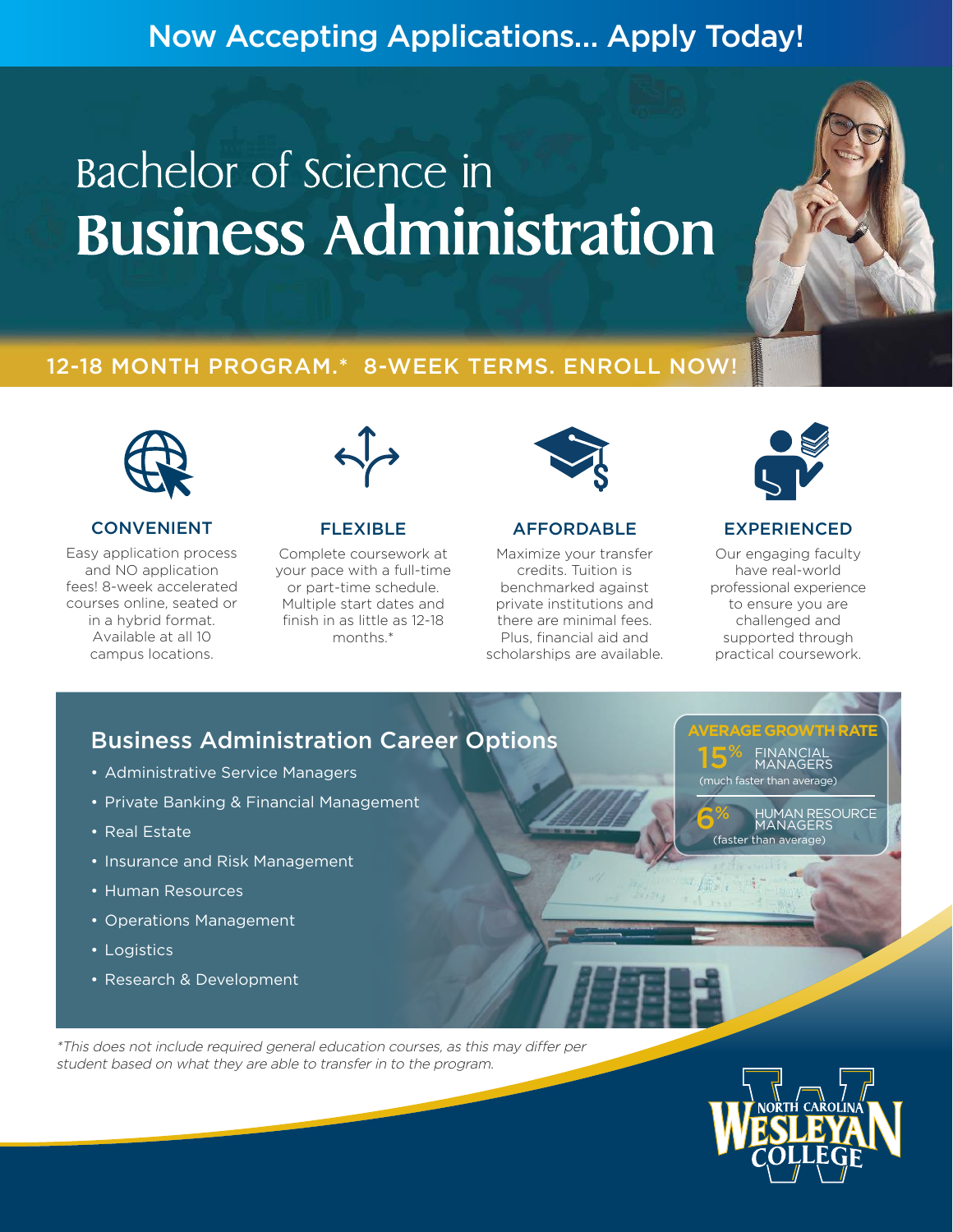Now Accepting Applications... Apply Today!

# Bachelor of Science in Business Administration

**12-18 MONTH PROGRAM.* 8-WEEK TERMS. ENROLL NOW!**

### CONVENIENT

Easy application process and NO application fees! 8-week accelerated courses online, seated or in a hybrid format. Available at all 10 campus locations.

### FLEXIBLE

Complete coursework at your pace with a full-time or part-time schedule. Multiple start dates and finish in as little as 12-18 months.*

### AFFORDABLE

Maximize your transfer credits. Tuition is benchmarked against private institutions and there are minimal fees. Plus, financial aid and scholarships are available.

### EXPERIENCED

Our engaging faculty have real-world professional experience to ensure you are challenged and supported through practical coursework.

## Business Administration Career Options

- Administrative Service Managers
- Private Banking & Financial Management
- Real Estate
- Insurance and Risk Management
- Human Resources
- Operations Management
- Logistics
- Research & Development

**AVERAGE GROWTH RATE**

15% FINANCIAL MANAGERS (much faster than average)

6% HUMAN RESOURCE MANAGERS (faster than average)

*This does not include required general education courses, as this may differ per student based on what they are able to transfer in to the program.*

NORTH CAROLINA WESLEYAN COLLEGE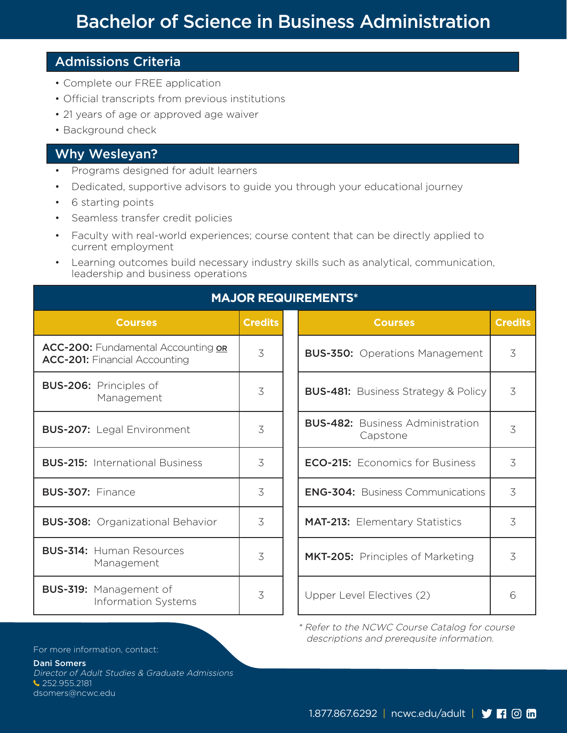# Bachelor of Science in Business Administration

## Admissions Criteria

- Complete our FREE application
- Official transcripts from previous institutions
- 21 years of age or approved age waiver
- Background check

## Why Wesleyan?

- Programs designed for adult learners
- Dedicated, supportive advisors to guide you through your educational journey
- 6 starting points
- Seamless transfer credit policies
- Faculty with real-world experiences; course content that can be directly applied to current employment
- Learning outcomes build necessary industry skills such as analytical, communication, leadership and business operations

## MAJOR REQUIREMENTS*

| Courses | Credits |
|---|---|
| **ACC-200:** Fundamental Accounting **OR** **ACC-201:** Financial Accounting | 3 |
| **BUS-206:** Principles of Management | 3 |
| **BUS-207:** Legal Environment | 3 |
| **BUS-215:** International Business | 3 |
| **BUS-307:** Finance | 3 |
| **BUS-308:** Organizational Behavior | 3 |
| **BUS-314:** Human Resources Management | 3 |
| **BUS-319:** Management of Information Systems | 3 |
| **BUS-350:** Operations Management | 3 |
| **BUS-481:** Business Strategy & Policy | 3 |
| **BUS-482:** Business Administration Capstone | 3 |
| **ECO-215:** Economics for Business | 3 |
| **ENG-304:** Business Communications | 3 |
| **MAT-213:** Elementary Statistics | 3 |
| **MKT-205:** Principles of Marketing | 3 |
| Upper Level Electives (2) | 6 |

*\* Refer to the NCWC Course Catalog for course descriptions and prerequsite information.*

For more information, contact:

**Dani Somers**
*Director of Adult Studies & Graduate Admissions*
252.955.2181
dsomers@ncwc.edu

1.877.867.6292 | ncwc.edu/adult